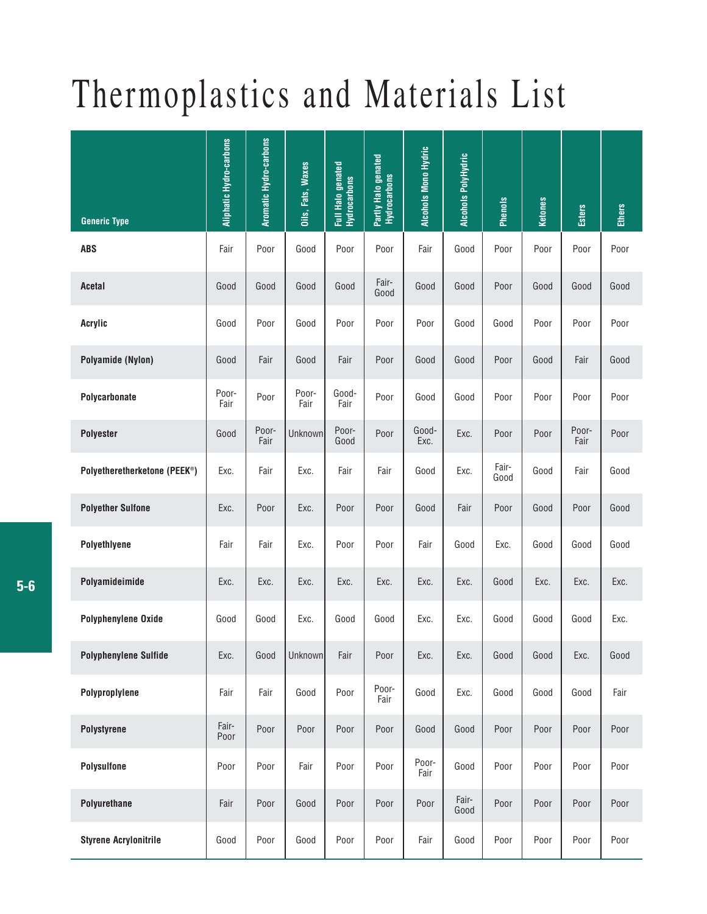# Thermoplastics and Materials List

| Generic Type | Aliphatic Hydro-carbons | Aromatic Hydro-carbons | Oils, Fats, Waxes | Full Halo genated Hydrocarbons | Partly Halo genated Hydrocarbons | Alcohols Mono Hydric | Alcohols PolyHydric | Phenols | Ketones | Esters | Ethers |
|---|---|---|---|---|---|---|---|---|---|---|---|
| **ABS** | Fair | Poor | Good | Poor | Poor | Fair | Good | Poor | Poor | Poor | Poor |
| **Acetal** | Good | Good | Good | Good | Fair-Good | Good | Good | Poor | Good | Good | Good |
| **Acrylic** | Good | Poor | Good | Poor | Poor | Poor | Good | Good | Poor | Poor | Poor |
| **Polyamide (Nylon)** | Good | Fair | Good | Fair | Poor | Good | Good | Poor | Good | Fair | Good |
| **Polycarbonate** | Poor-Fair | Poor | Poor-Fair | Good-Fair | Poor | Good | Good | Poor | Poor | Poor | Poor |
| **Polyester** | Good | Poor-Fair | Unknown | Poor-Good | Poor | Good-Exc. | Exc. | Poor | Poor | Poor-Fair | Poor |
| **Polyetheretherketone (PEEK®)** | Exc. | Fair | Exc. | Fair | Fair | Good | Exc. | Fair-Good | Good | Fair | Good |
| **Polyether Sulfone** | Exc. | Poor | Exc. | Poor | Poor | Good | Fair | Poor | Good | Poor | Good |
| **Polyethlyene** | Fair | Fair | Exc. | Poor | Poor | Fair | Good | Exc. | Good | Good | Good |
| **Polyamideimide** | Exc. | Exc. | Exc. | Exc. | Exc. | Exc. | Exc. | Good | Exc. | Exc. | Exc. |
| **Polyphenylene Oxide** | Good | Good | Exc. | Good | Good | Exc. | Exc. | Good | Good | Good | Exc. |
| **Polyphenylene Sulfide** | Exc. | Good | Unknown | Fair | Poor | Exc. | Exc. | Good | Good | Exc. | Good |
| **Polyproplylene** | Fair | Fair | Good | Poor | Poor-Fair | Good | Exc. | Good | Good | Good | Fair |
| **Polystyrene** | Fair-Poor | Poor | Poor | Poor | Poor | Good | Good | Poor | Poor | Poor | Poor |
| **Polysulfone** | Poor | Poor | Fair | Poor | Poor | Poor-Fair | Good | Poor | Poor | Poor | Poor |
| **Polyurethane** | Fair | Poor | Good | Poor | Poor | Poor | Fair-Good | Poor | Poor | Poor | Poor |
| **Styrene Acrylonitrile** | Good | Poor | Good | Poor | Poor | Fair | Good | Poor | Poor | Poor | Poor |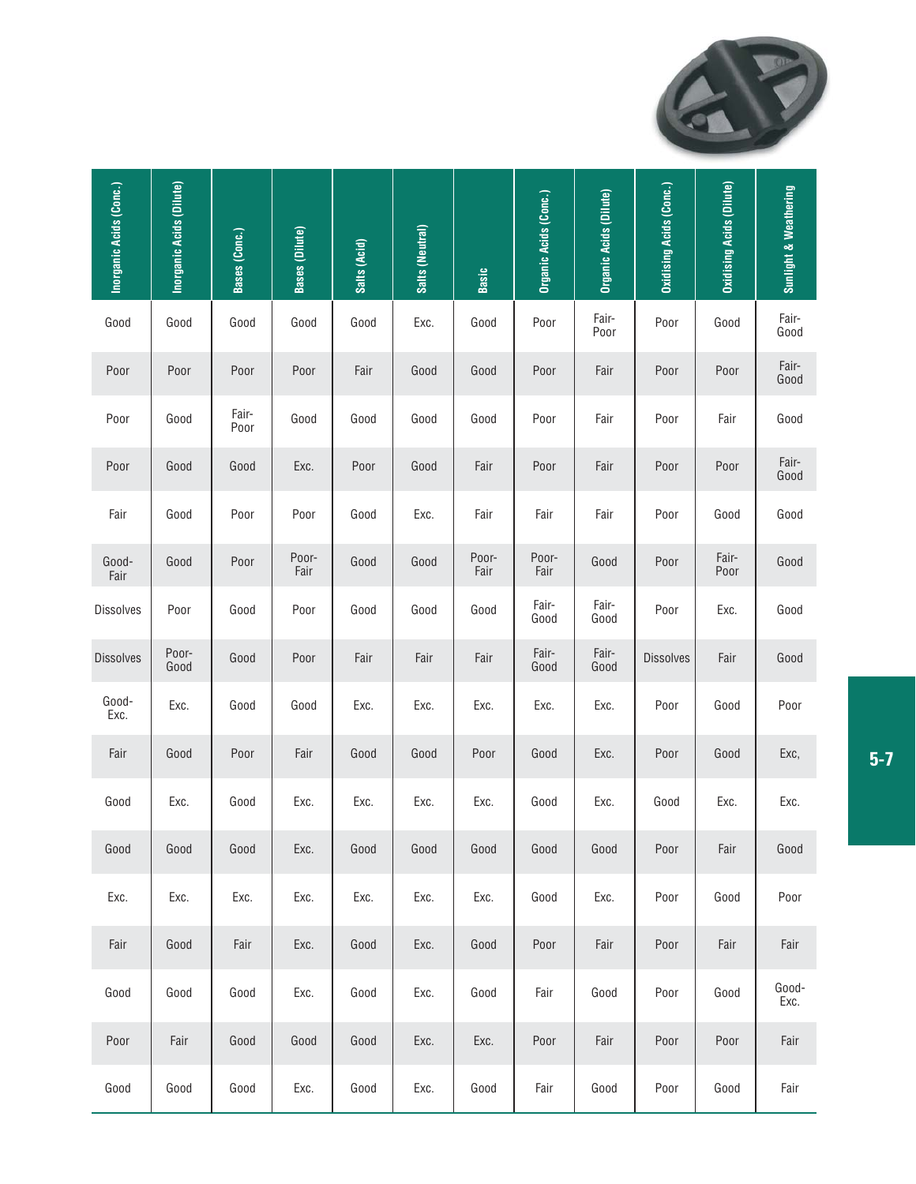| Inorganic Acids (Conc.) | Inorganic Acids (Dilute) | Bases (Conc.) | Bases (Dilute) | Salts (Acid) | Salts (Neutral) | Basic | Organic Acids (Conc.) | Organic Acids (Dilute) | Oxidising Acids (Conc.) | Oxidising Acids (Dilute) | Sunlight & Weathering |
|---|---|---|---|---|---|---|---|---|---|---|---|
| Good | Good | Good | Good | Good | Exc. | Good | Poor | Fair-Poor | Poor | Good | Fair-Good |
| Poor | Poor | Poor | Poor | Fair | Good | Good | Poor | Fair | Poor | Poor | Fair-Good |
| Poor | Good | Fair-Poor | Good | Good | Good | Good | Poor | Fair | Poor | Fair | Good |
| Poor | Good | Good | Exc. | Poor | Good | Fair | Poor | Fair | Poor | Poor | Fair-Good |
| Fair | Good | Poor | Poor | Good | Exc. | Fair | Fair | Fair | Poor | Good | Good |
| Good-Fair | Good | Poor | Poor-Fair | Good | Good | Poor-Fair | Poor-Fair | Good | Poor | Fair-Poor | Good |
| Dissolves | Poor | Good | Poor | Good | Good | Good | Fair-Good | Fair-Good | Poor | Exc. | Good |
| Dissolves | Poor-Good | Good | Poor | Fair | Fair | Fair | Fair-Good | Fair-Good | Dissolves | Fair | Good |
| Good-Exc. | Exc. | Good | Good | Exc. | Exc. | Exc. | Exc. | Exc. | Poor | Good | Poor |
| Fair | Good | Poor | Fair | Good | Good | Poor | Good | Exc. | Poor | Good | Exc, |
| Good | Exc. | Good | Exc. | Exc. | Exc. | Exc. | Good | Exc. | Good | Exc. | Exc. |
| Good | Good | Good | Exc. | Good | Good | Good | Good | Good | Poor | Fair | Good |
| Exc. | Exc. | Exc. | Exc. | Exc. | Exc. | Exc. | Good | Exc. | Poor | Good | Poor |
| Fair | Good | Fair | Exc. | Good | Exc. | Good | Poor | Fair | Poor | Fair | Fair |
| Good | Good | Good | Exc. | Good | Exc. | Good | Fair | Good | Poor | Good | Good-Exc. |
| Poor | Fair | Good | Good | Good | Exc. | Exc. | Poor | Fair | Poor | Poor | Fair |
| Good | Good | Good | Exc. | Good | Exc. | Good | Fair | Good | Poor | Good | Fair |